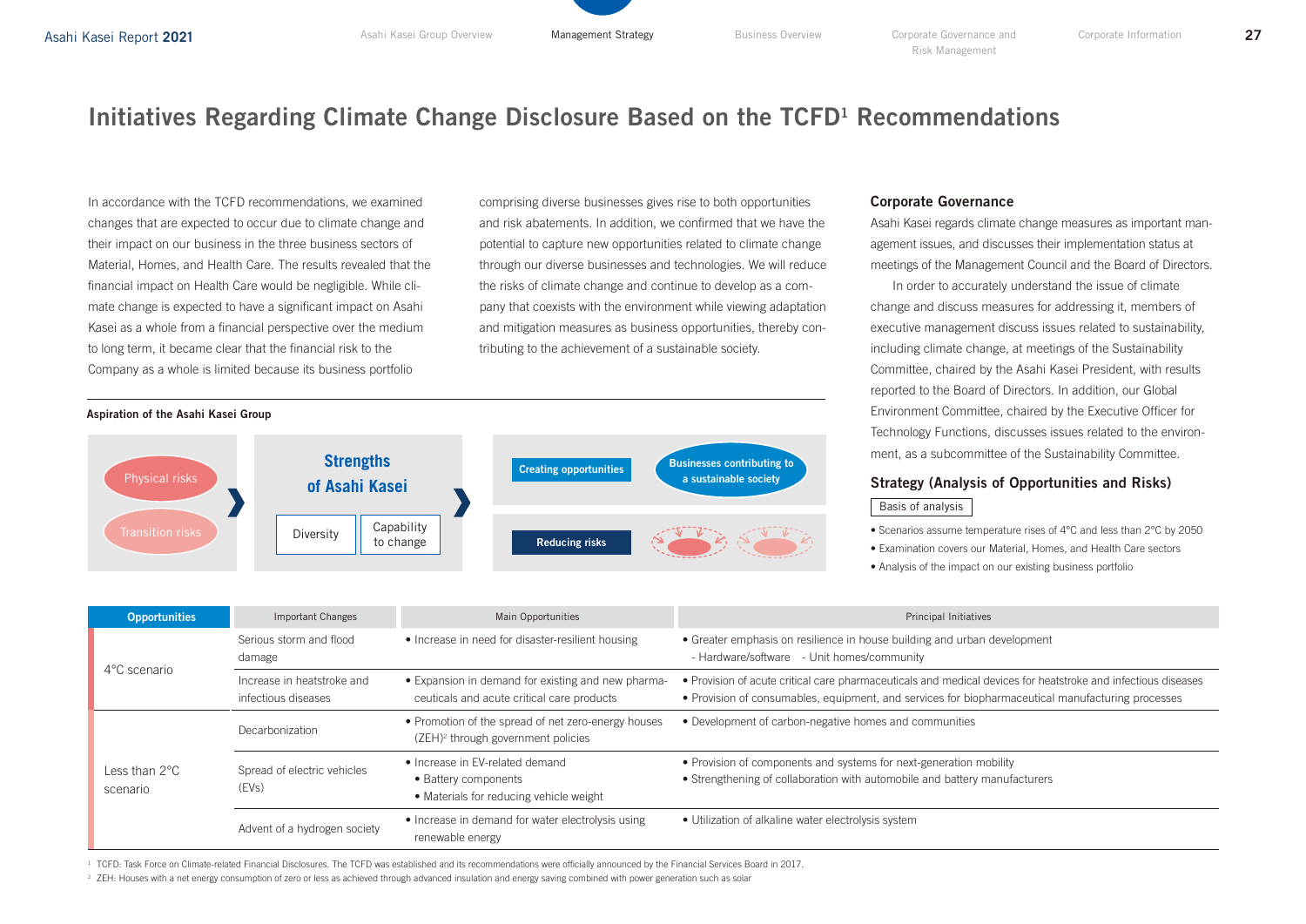# Initiatives Regarding Climate Change Disclosure Based on the TCFD[1] Recommendations

In accordance with the TCFD recommendations, we examined changes that are expected to occur due to climate change and their impact on our business in the three business sectors of Material, Homes, and Health Care. The results revealed that the financial impact on Health Care would be negligible. While climate change is expected to have a significant impact on Asahi Kasei as a whole from a financial perspective over the medium to long term, it became clear that the financial risk to the Company as a whole is limited because its business portfolio comprising diverse businesses gives rise to both opportunities and risk abatements. In addition, we confirmed that we have the potential to capture new opportunities related to climate change through our diverse businesses and technologies. We will reduce the risks of climate change and continue to develop as a company that coexists with the environment while viewing adaptation and mitigation measures as business opportunities, thereby contributing to the achievement of a sustainable society.

**Aspiration of the Asahi Kasei Group**

Physical risks / Transition risks ❯ **Strengths of Asahi Kasei**: Diversity, Capability to change ❯ **Creating opportunities**: Businesses contributing to a sustainable society; **Reducing risks**

## Corporate Governance

Asahi Kasei regards climate change measures as important management issues, and discusses their implementation status at meetings of the Management Council and the Board of Directors.

In order to accurately understand the issue of climate change and discuss measures for addressing it, members of executive management discuss issues related to sustainability, including climate change, at meetings of the Sustainability Committee, chaired by the Asahi Kasei President, with results reported to the Board of Directors. In addition, our Global Environment Committee, chaired by the Executive Officer for Technology Functions, discusses issues related to the environment, as a subcommittee of the Sustainability Committee.

## Strategy (Analysis of Opportunities and Risks)

Basis of analysis

- Scenarios assume temperature rises of 4°C and less than 2°C by 2050
- Examination covers our Material, Homes, and Health Care sectors
- Analysis of the impact on our existing business portfolio

| Opportunities | Important Changes | Main Opportunities | Principal Initiatives |
|---|---|---|---|
| 4°C scenario | Serious storm and flood damage | • Increase in need for disaster-resilient housing | • Greater emphasis on resilience in house building and urban development<br>- Hardware/software - Unit homes/community |
| | Increase in heatstroke and infectious diseases | • Expansion in demand for existing and new pharmaceuticals and acute critical care products | • Provision of acute critical care pharmaceuticals and medical devices for heatstroke and infectious diseases<br>• Provision of consumables, equipment, and services for biopharmaceutical manufacturing processes |
| Less than 2°C scenario | Decarbonization | • Promotion of the spread of net zero-energy houses (ZEH)[2] through government policies | • Development of carbon-negative homes and communities |
| | Spread of electric vehicles (EVs) | • Increase in EV-related demand<br>• Battery components<br>• Materials for reducing vehicle weight | • Provision of components and systems for next-generation mobility<br>• Strengthening of collaboration with automobile and battery manufacturers |
| | Advent of a hydrogen society | • Increase in demand for water electrolysis using renewable energy | • Utilization of alkaline water electrolysis system |

[1] TCFD: Task Force on Climate-related Financial Disclosures. The TCFD was established and its recommendations were officially announced by the Financial Services Board in 2017.

[2] ZEH: Houses with a net energy consumption of zero or less as achieved through advanced insulation and energy saving combined with power generation such as solar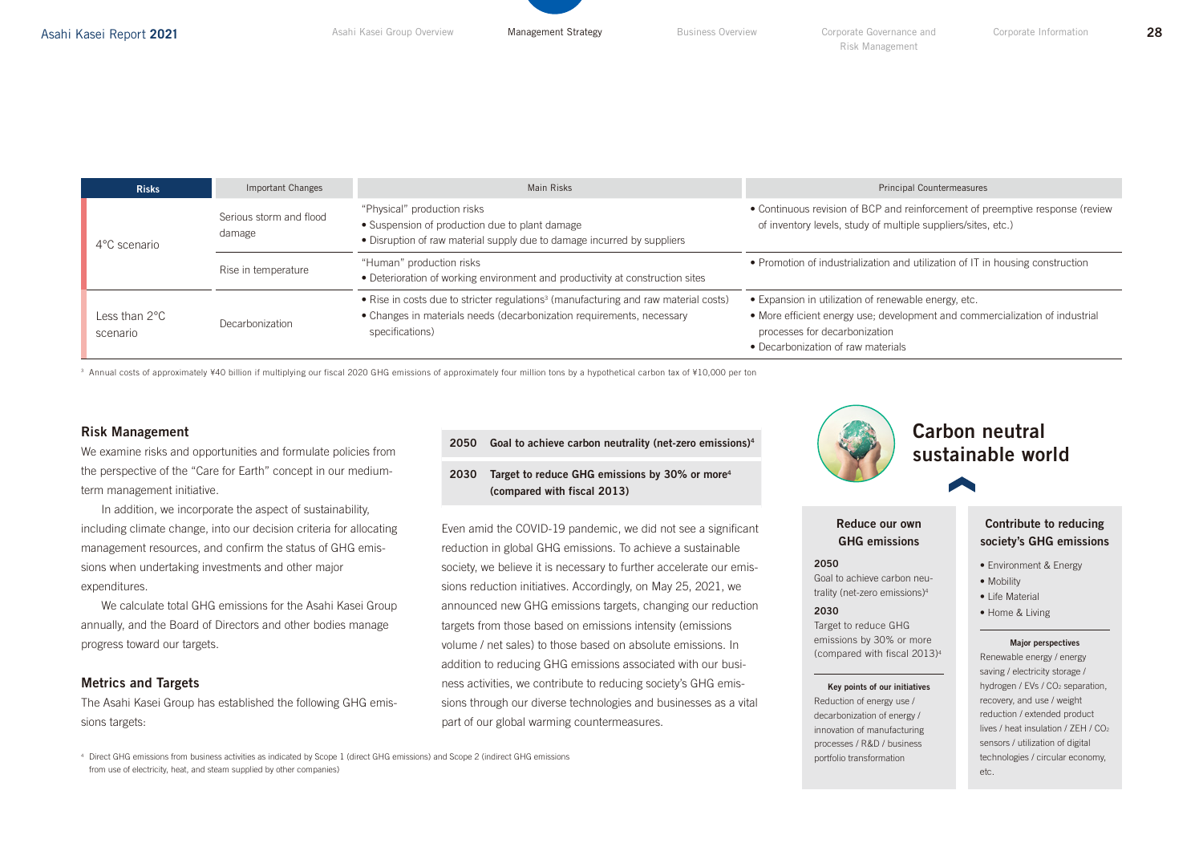| Risks | Important Changes | Main Risks | Principal Countermeasures |
|---|---|---|---|
| 4°C scenario | Serious storm and flood damage | "Physical" production risks<br>• Suspension of production due to plant damage<br>• Disruption of raw material supply due to damage incurred by suppliers | • Continuous revision of BCP and reinforcement of preemptive response (review of inventory levels, study of multiple suppliers/sites, etc.) |
| | Rise in temperature | "Human" production risks<br>• Deterioration of working environment and productivity at construction sites | • Promotion of industrialization and utilization of IT in housing construction |
| Less than 2°C scenario | Decarbonization | • Rise in costs due to stricter regulations[3] (manufacturing and raw material costs)<br>• Changes in materials needs (decarbonization requirements, necessary specifications) | • Expansion in utilization of renewable energy, etc.<br>• More efficient energy use; development and commercialization of industrial processes for decarbonization<br>• Decarbonization of raw materials |

[3] Annual costs of approximately ¥40 billion if multiplying our fiscal 2020 GHG emissions of approximately four million tons by a hypothetical carbon tax of ¥10,000 per ton

### Risk Management

We examine risks and opportunities and formulate policies from the perspective of the "Care for Earth" concept in our medium-term management initiative.

In addition, we incorporate the aspect of sustainability, including climate change, into our decision criteria for allocating management resources, and confirm the status of GHG emissions when undertaking investments and other major expenditures.

We calculate total GHG emissions for the Asahi Kasei Group annually, and the Board of Directors and other bodies manage progress toward our targets.

### Metrics and Targets

The Asahi Kasei Group has established the following GHG emissions targets:

**2050 Goal to achieve carbon neutrality (net-zero emissions)[4]**

**2030 Target to reduce GHG emissions by 30% or more[4] (compared with fiscal 2013)**

Even amid the COVID-19 pandemic, we did not see a significant reduction in global GHG emissions. To achieve a sustainable society, we believe it is necessary to further accelerate our emissions reduction initiatives. Accordingly, on May 25, 2021, we announced new GHG emissions targets, changing our reduction targets from those based on emissions intensity (emissions volume / net sales) to those based on absolute emissions. In addition to reducing GHG emissions associated with our business activities, we contribute to reducing society's GHG emissions through our diverse technologies and businesses as a vital part of our global warming countermeasures.

[4] Direct GHG emissions from business activities as indicated by Scope 1 (direct GHG emissions) and Scope 2 (indirect GHG emissions from use of electricity, heat, and steam supplied by other companies)

## Carbon neutral sustainable world

#### Reduce our own GHG emissions

**2050**
Goal to achieve carbon neutrality (net-zero emissions)[4]

**2030**
Target to reduce GHG emissions by 30% or more (compared with fiscal 2013)[4]

**Key points of our initiatives**
Reduction of energy use / decarbonization of energy / innovation of manufacturing processes / R&D / business portfolio transformation

#### Contribute to reducing society's GHG emissions

- Environment & Energy
- Mobility
- Life Material
- Home & Living

**Major perspectives**
Renewable energy / energy saving / electricity storage / hydrogen / EVs / $CO_2$ separation, recovery, and use / weight reduction / extended product lives / heat insulation / ZEH / $CO_2$ sensors / utilization of digital technologies / circular economy, etc.